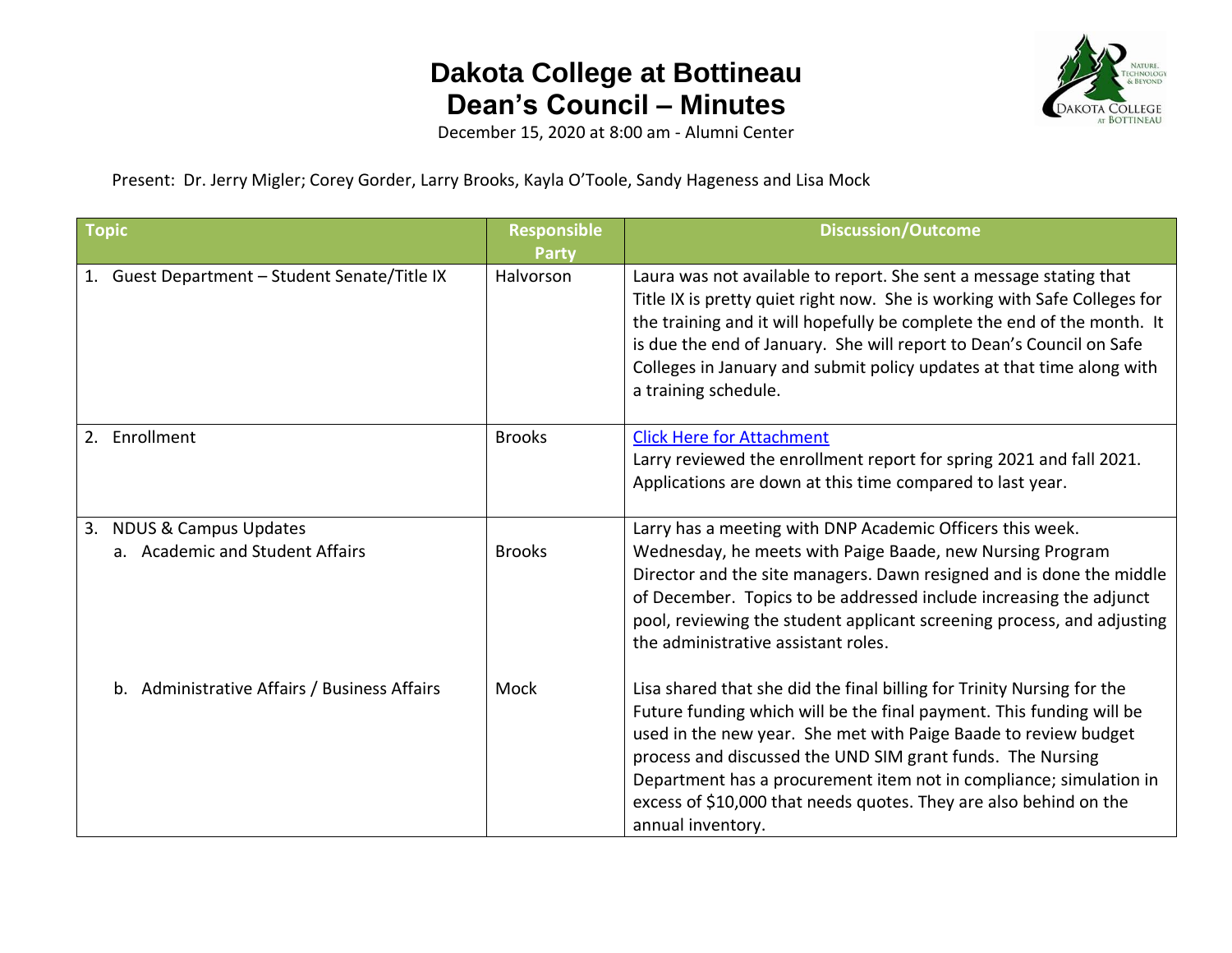# Dakota College at Bottineau
# Dean's Council – Minutes

December 15, 2020 at 8:00 am - Alumni Center

Present: Dr. Jerry Migler; Corey Gorder, Larry Brooks, Kayla O'Toole, Sandy Hageness and Lisa Mock

| Topic | Responsible Party | Discussion/Outcome |
|---|---|---|
| 1. Guest Department – Student Senate/Title IX | Halvorson | Laura was not available to report. She sent a message stating that Title IX is pretty quiet right now. She is working with Safe Colleges for the training and it will hopefully be complete the end of the month. It is due the end of January. She will report to Dean's Council on Safe Colleges in January and submit policy updates at that time along with a training schedule. |
| 2. Enrollment | Brooks | Click Here for Attachment<br>Larry reviewed the enrollment report for spring 2021 and fall 2021. Applications are down at this time compared to last year. |
| 3. NDUS & Campus Updates<br>a. Academic and Student Affairs | Brooks | Larry has a meeting with DNP Academic Officers this week. Wednesday, he meets with Paige Baade, new Nursing Program Director and the site managers. Dawn resigned and is done the middle of December. Topics to be addressed include increasing the adjunct pool, reviewing the student applicant screening process, and adjusting the administrative assistant roles. |
| b. Administrative Affairs / Business Affairs | Mock | Lisa shared that she did the final billing for Trinity Nursing for the Future funding which will be the final payment. This funding will be used in the new year. She met with Paige Baade to review budget process and discussed the UND SIM grant funds. The Nursing Department has a procurement item not in compliance; simulation in excess of $10,000 that needs quotes. They are also behind on the annual inventory. |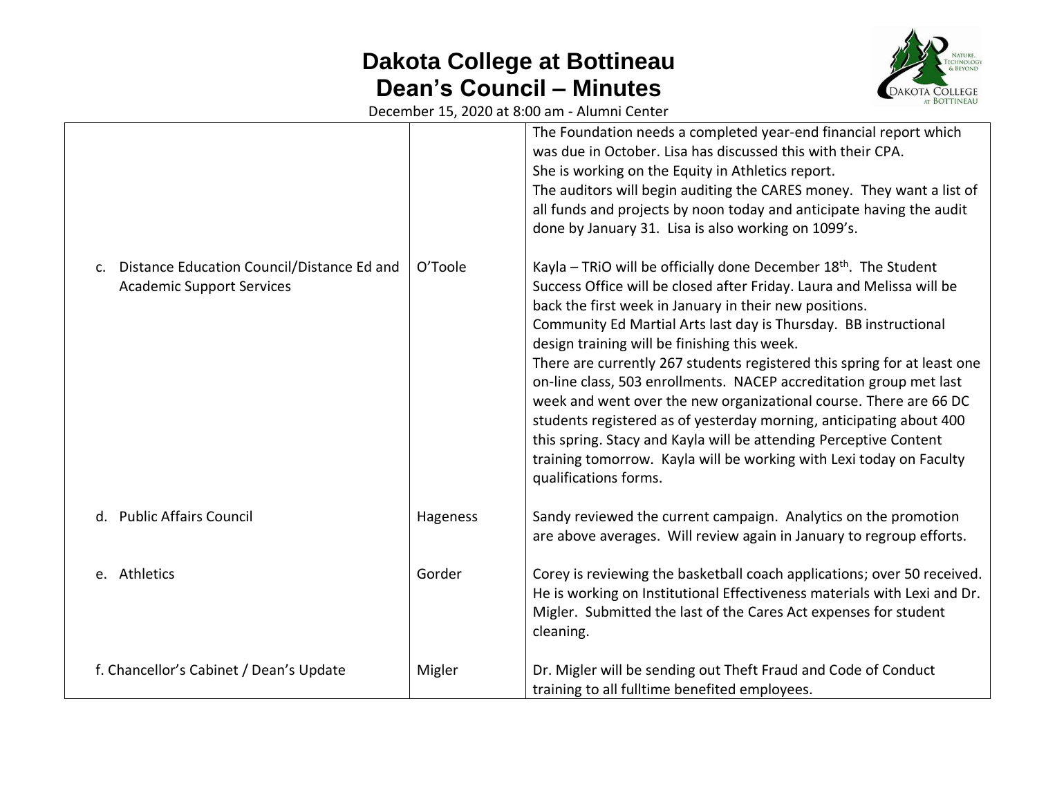# Dakota College at Bottineau
## Dean's Council – Minutes

December 15, 2020 at 8:00 am - Alumni Center

| | | |
|---|---|---|
| | | The Foundation needs a completed year-end financial report which was due in October. Lisa has discussed this with their CPA. She is working on the Equity in Athletics report. The auditors will begin auditing the CARES money. They want a list of all funds and projects by noon today and anticipate having the audit done by January 31. Lisa is also working on 1099's. |
| c. Distance Education Council/Distance Ed and Academic Support Services | O'Toole | Kayla – TRiO will be officially done December 18th. The Student Success Office will be closed after Friday. Laura and Melissa will be back the first week in January in their new positions. Community Ed Martial Arts last day is Thursday. BB instructional design training will be finishing this week. There are currently 267 students registered this spring for at least one on-line class, 503 enrollments. NACEP accreditation group met last week and went over the new organizational course. There are 66 DC students registered as of yesterday morning, anticipating about 400 this spring. Stacy and Kayla will be attending Perceptive Content training tomorrow. Kayla will be working with Lexi today on Faculty qualifications forms. |
| d. Public Affairs Council | Hageness | Sandy reviewed the current campaign. Analytics on the promotion are above averages. Will review again in January to regroup efforts. |
| e. Athletics | Gorder | Corey is reviewing the basketball coach applications; over 50 received. He is working on Institutional Effectiveness materials with Lexi and Dr. Migler. Submitted the last of the Cares Act expenses for student cleaning. |
| f. Chancellor's Cabinet / Dean's Update | Migler | Dr. Migler will be sending out Theft Fraud and Code of Conduct training to all fulltime benefited employees. |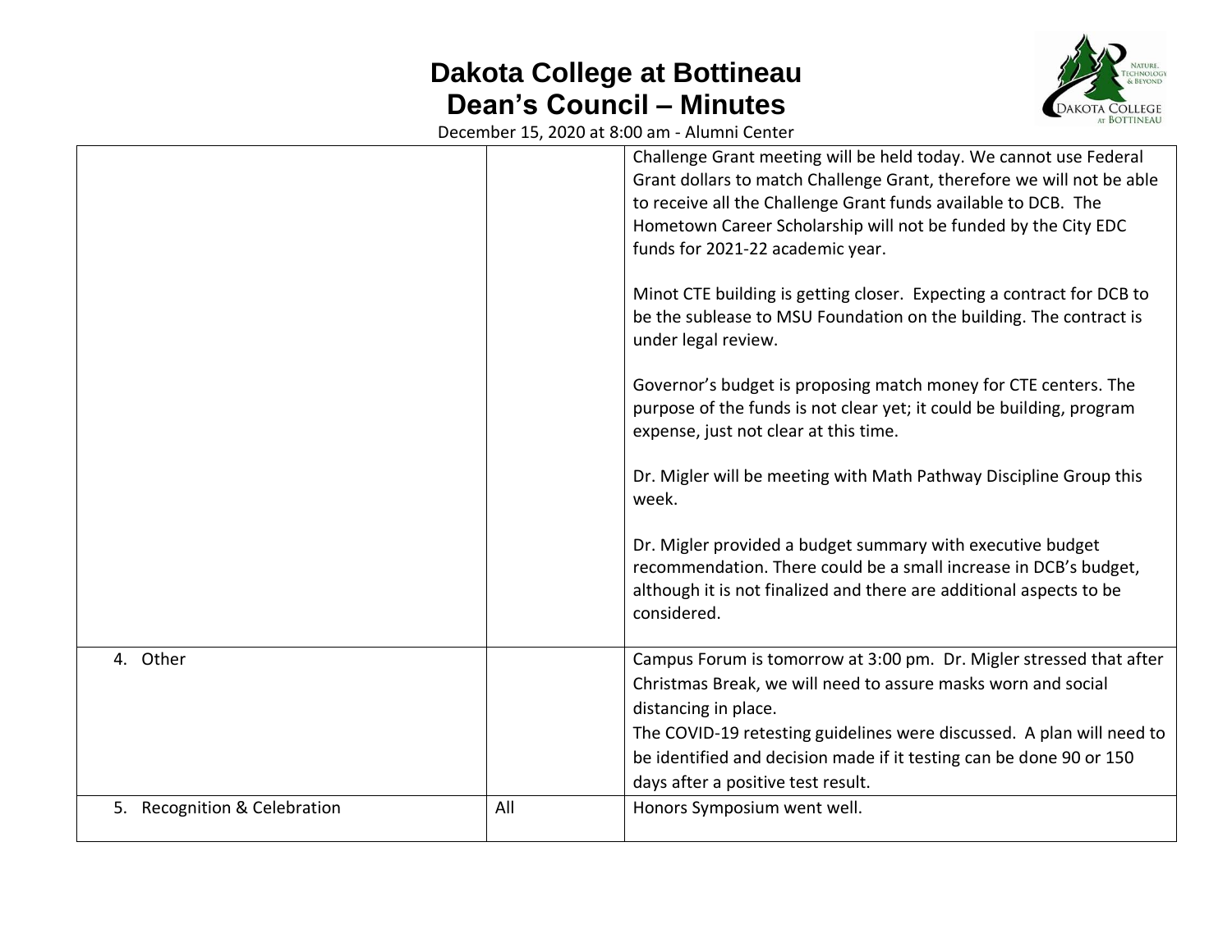# Dakota College at Bottineau
# Dean's Council – Minutes

December 15, 2020 at 8:00 am - Alumni Center

| | | |
|---|---|---|
| | | Challenge Grant meeting will be held today. We cannot use Federal Grant dollars to match Challenge Grant, therefore we will not be able to receive all the Challenge Grant funds available to DCB. The Hometown Career Scholarship will not be funded by the City EDC funds for 2021-22 academic year.<br><br>Minot CTE building is getting closer. Expecting a contract for DCB to be the sublease to MSU Foundation on the building. The contract is under legal review.<br><br>Governor's budget is proposing match money for CTE centers. The purpose of the funds is not clear yet; it could be building, program expense, just not clear at this time.<br><br>Dr. Migler will be meeting with Math Pathway Discipline Group this week.<br><br>Dr. Migler provided a budget summary with executive budget recommendation. There could be a small increase in DCB's budget, although it is not finalized and there are additional aspects to be considered. |
| 4. Other | | Campus Forum is tomorrow at 3:00 pm. Dr. Migler stressed that after Christmas Break, we will need to assure masks worn and social distancing in place.<br>The COVID-19 retesting guidelines were discussed. A plan will need to be identified and decision made if it testing can be done 90 or 150 days after a positive test result. |
| 5. Recognition & Celebration | All | Honors Symposium went well. |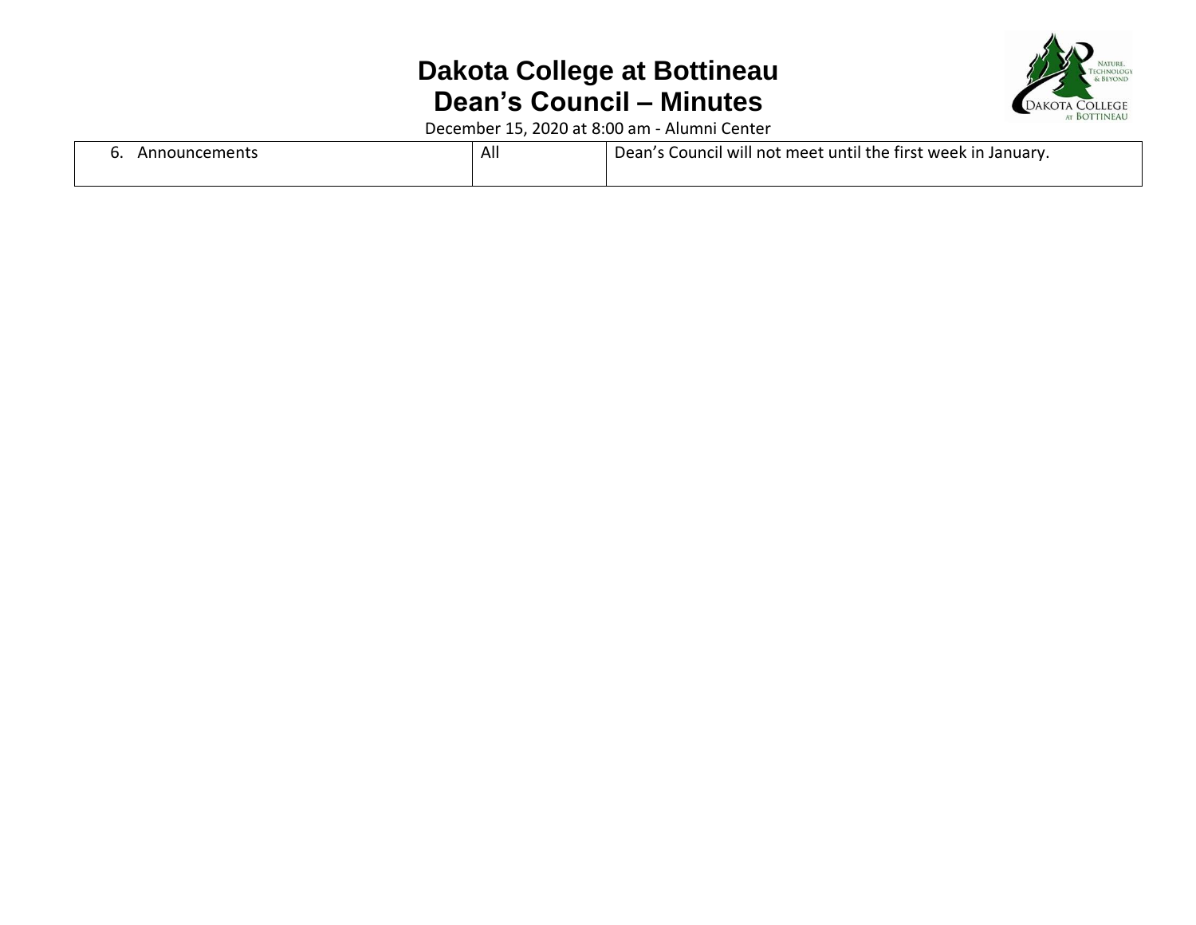| | | |
|---|---|---|
| 6. Announcements | All | Dean’s Council will not meet until the first week in January. |